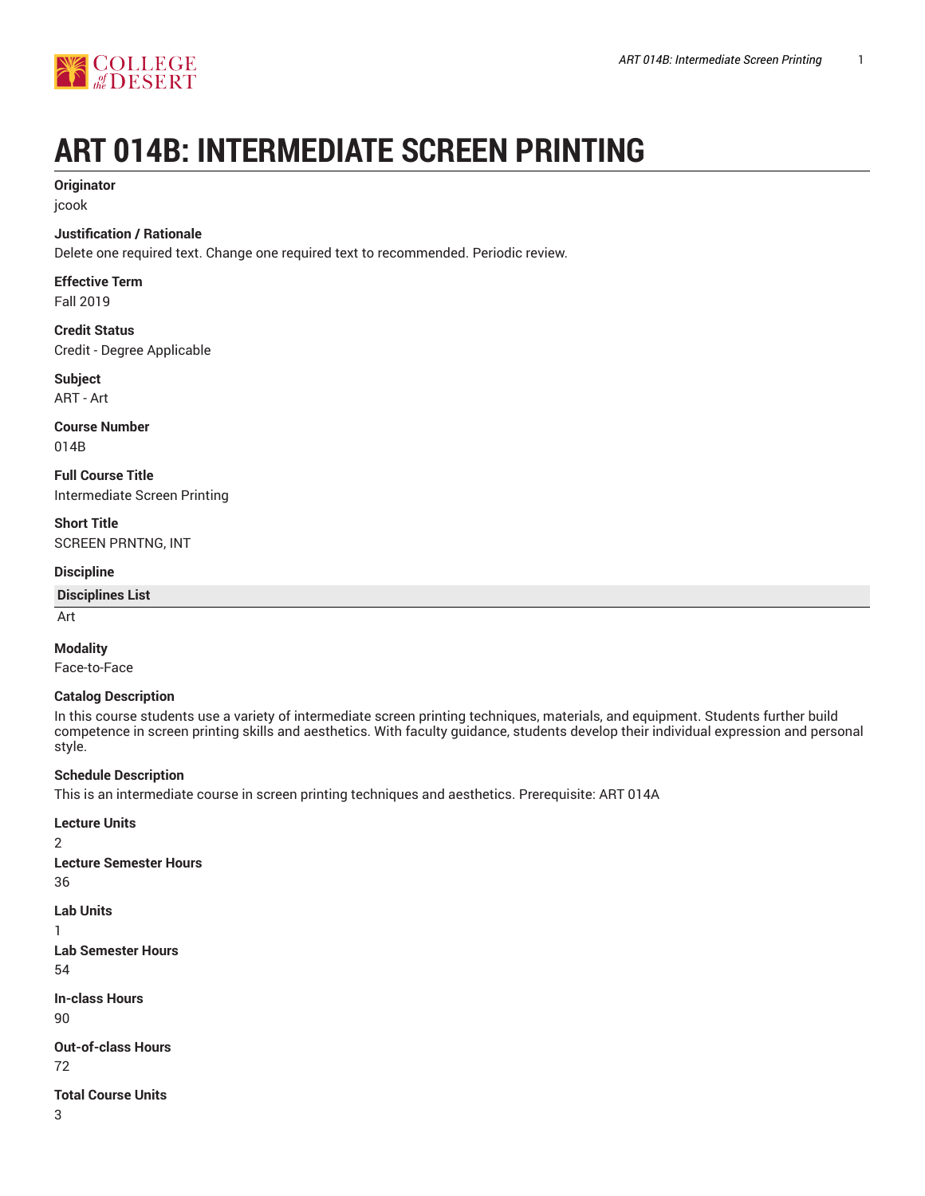# ART 014B: INTERMEDIATE SCREEN PRINTING

**Originator**
jcook

**Justification / Rationale**
Delete one required text. Change one required text to recommended. Periodic review.

**Effective Term**
Fall 2019

**Credit Status**
Credit - Degree Applicable

**Subject**
ART - Art

**Course Number**
014B

**Full Course Title**
Intermediate Screen Printing

**Short Title**
SCREEN PRNTNG, INT

**Discipline**

| Disciplines List |
| --- |
| Art |

**Modality**
Face-to-Face

**Catalog Description**
In this course students use a variety of intermediate screen printing techniques, materials, and equipment. Students further build competence in screen printing skills and aesthetics. With faculty guidance, students develop their individual expression and personal style.

**Schedule Description**
This is an intermediate course in screen printing techniques and aesthetics. Prerequisite: ART 014A

**Lecture Units**
2

**Lecture Semester Hours**
36

**Lab Units**
1

**Lab Semester Hours**
54

**In-class Hours**
90

**Out-of-class Hours**
72

**Total Course Units**
3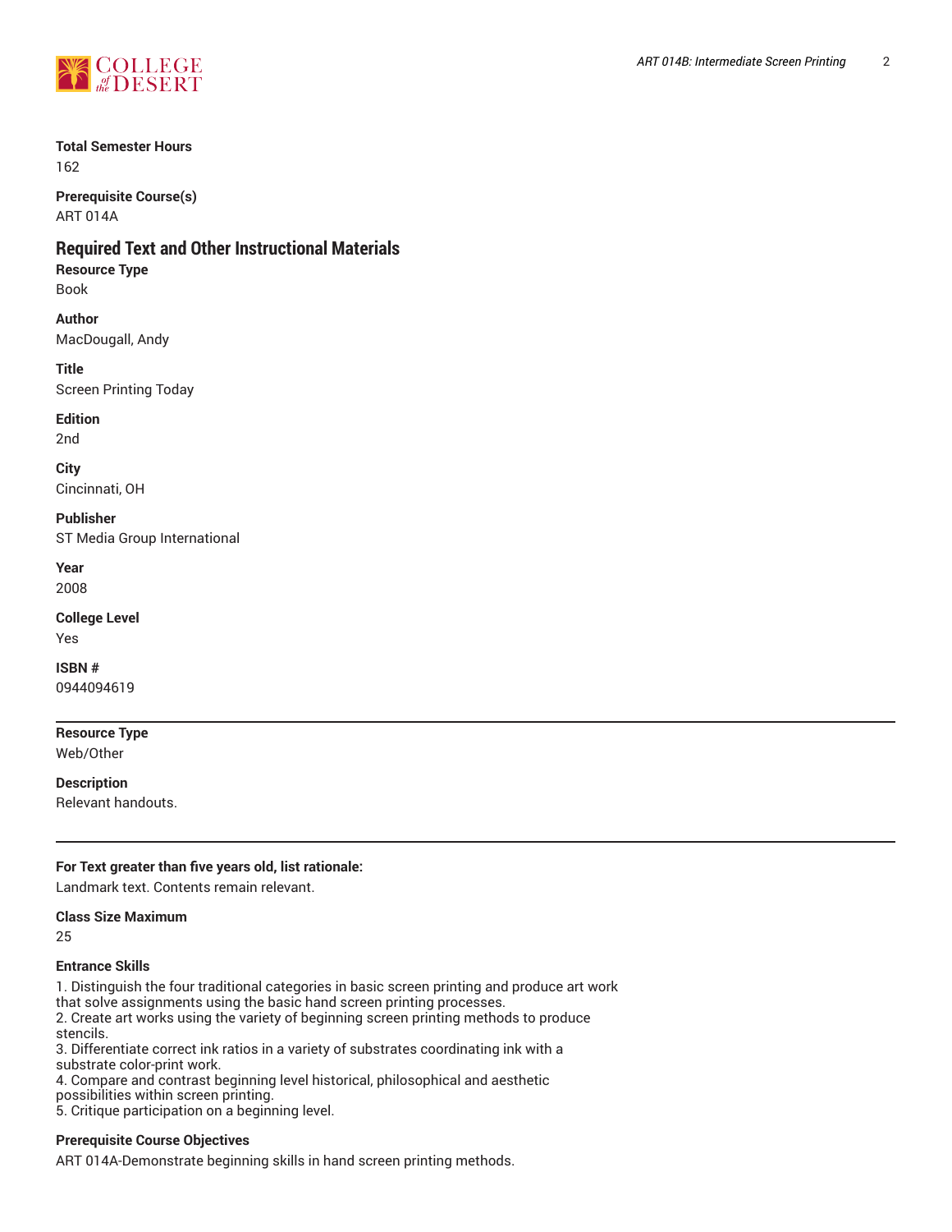**Total Semester Hours**
162

**Prerequisite Course(s)**
ART 014A

## Required Text and Other Instructional Materials

**Resource Type**
Book

**Author**
MacDougall, Andy

**Title**
Screen Printing Today

**Edition**
2nd

**City**
Cincinnati, OH

**Publisher**
ST Media Group International

**Year**
2008

**College Level**
Yes

**ISBN #**
0944094619

---

**Resource Type**
Web/Other

**Description**
Relevant handouts.

---

**For Text greater than five years old, list rationale:**
Landmark text. Contents remain relevant.

**Class Size Maximum**
25

**Entrance Skills**
1. Distinguish the four traditional categories in basic screen printing and produce art work that solve assignments using the basic hand screen printing processes.
2. Create art works using the variety of beginning screen printing methods to produce stencils.
3. Differentiate correct ink ratios in a variety of substrates coordinating ink with a substrate color-print work.
4. Compare and contrast beginning level historical, philosophical and aesthetic possibilities within screen printing.
5. Critique participation on a beginning level.

**Prerequisite Course Objectives**
ART 014A-Demonstrate beginning skills in hand screen printing methods.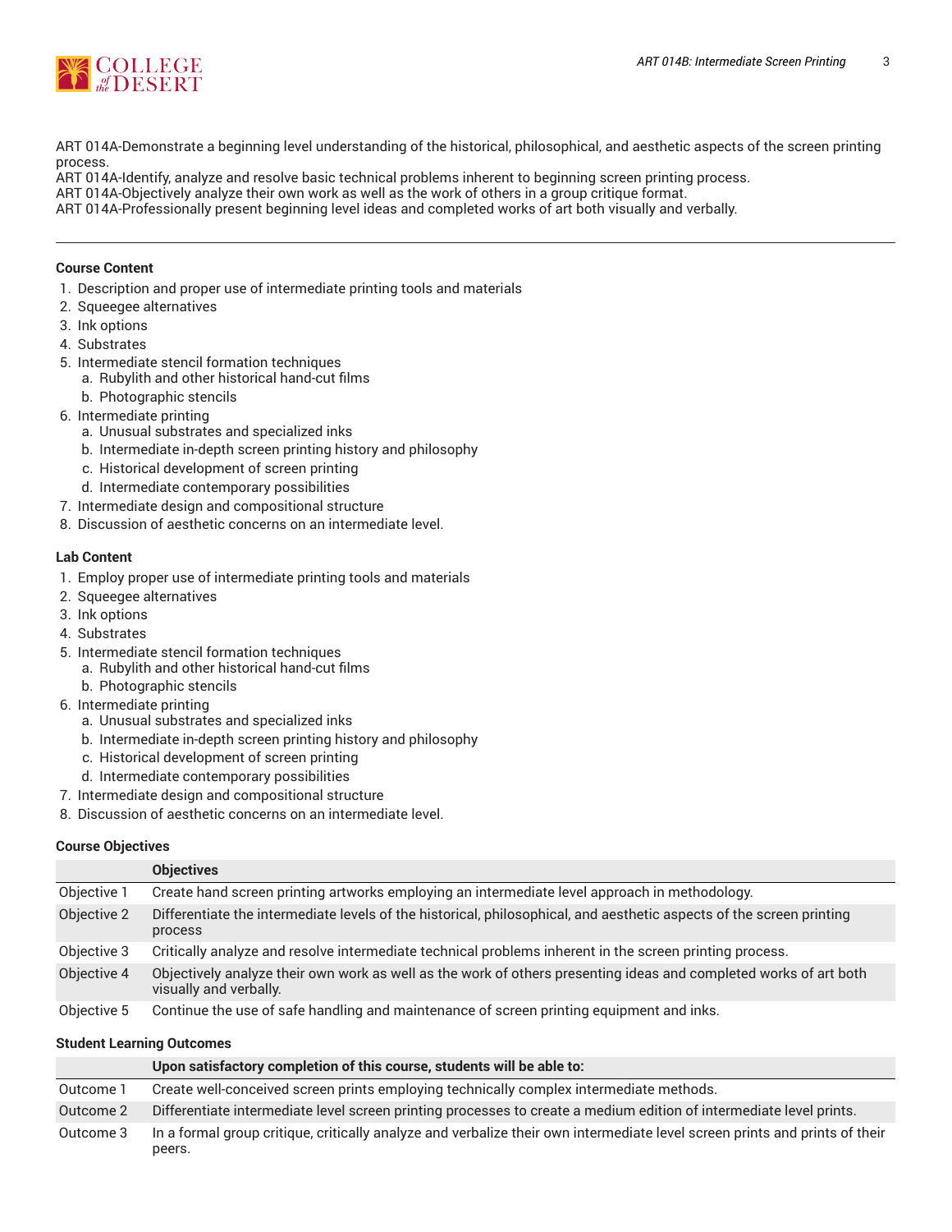ART 014A-Demonstrate a beginning level understanding of the historical, philosophical, and aesthetic aspects of the screen printing process.
ART 014A-Identify, analyze and resolve basic technical problems inherent to beginning screen printing process.
ART 014A-Objectively analyze their own work as well as the work of others in a group critique format.
ART 014A-Professionally present beginning level ideas and completed works of art both visually and verbally.

---

**Course Content**

1. Description and proper use of intermediate printing tools and materials
2. Squeegee alternatives
3. Ink options
4. Substrates
5. Intermediate stencil formation techniques
   a. Rubylith and other historical hand-cut films
   b. Photographic stencils
6. Intermediate printing
   a. Unusual substrates and specialized inks
   b. Intermediate in-depth screen printing history and philosophy
   c. Historical development of screen printing
   d. Intermediate contemporary possibilities
7. Intermediate design and compositional structure
8. Discussion of aesthetic concerns on an intermediate level.

**Lab Content**

1. Employ proper use of intermediate printing tools and materials
2. Squeegee alternatives
3. Ink options
4. Substrates
5. Intermediate stencil formation techniques
   a. Rubylith and other historical hand-cut films
   b. Photographic stencils
6. Intermediate printing
   a. Unusual substrates and specialized inks
   b. Intermediate in-depth screen printing history and philosophy
   c. Historical development of screen printing
   d. Intermediate contemporary possibilities
7. Intermediate design and compositional structure
8. Discussion of aesthetic concerns on an intermediate level.

**Course Objectives**

| | Objectives |
|---|---|
| Objective 1 | Create hand screen printing artworks employing an intermediate level approach in methodology. |
| Objective 2 | Differentiate the intermediate levels of the historical, philosophical, and aesthetic aspects of the screen printing process |
| Objective 3 | Critically analyze and resolve intermediate technical problems inherent in the screen printing process. |
| Objective 4 | Objectively analyze their own work as well as the work of others presenting ideas and completed works of art both visually and verbally. |
| Objective 5 | Continue the use of safe handling and maintenance of screen printing equipment and inks. |

**Student Learning Outcomes**

| | Upon satisfactory completion of this course, students will be able to: |
|---|---|
| Outcome 1 | Create well-conceived screen prints employing technically complex intermediate methods. |
| Outcome 2 | Differentiate intermediate level screen printing processes to create a medium edition of intermediate level prints. |
| Outcome 3 | In a formal group critique, critically analyze and verbalize their own intermediate level screen prints and prints of their peers. |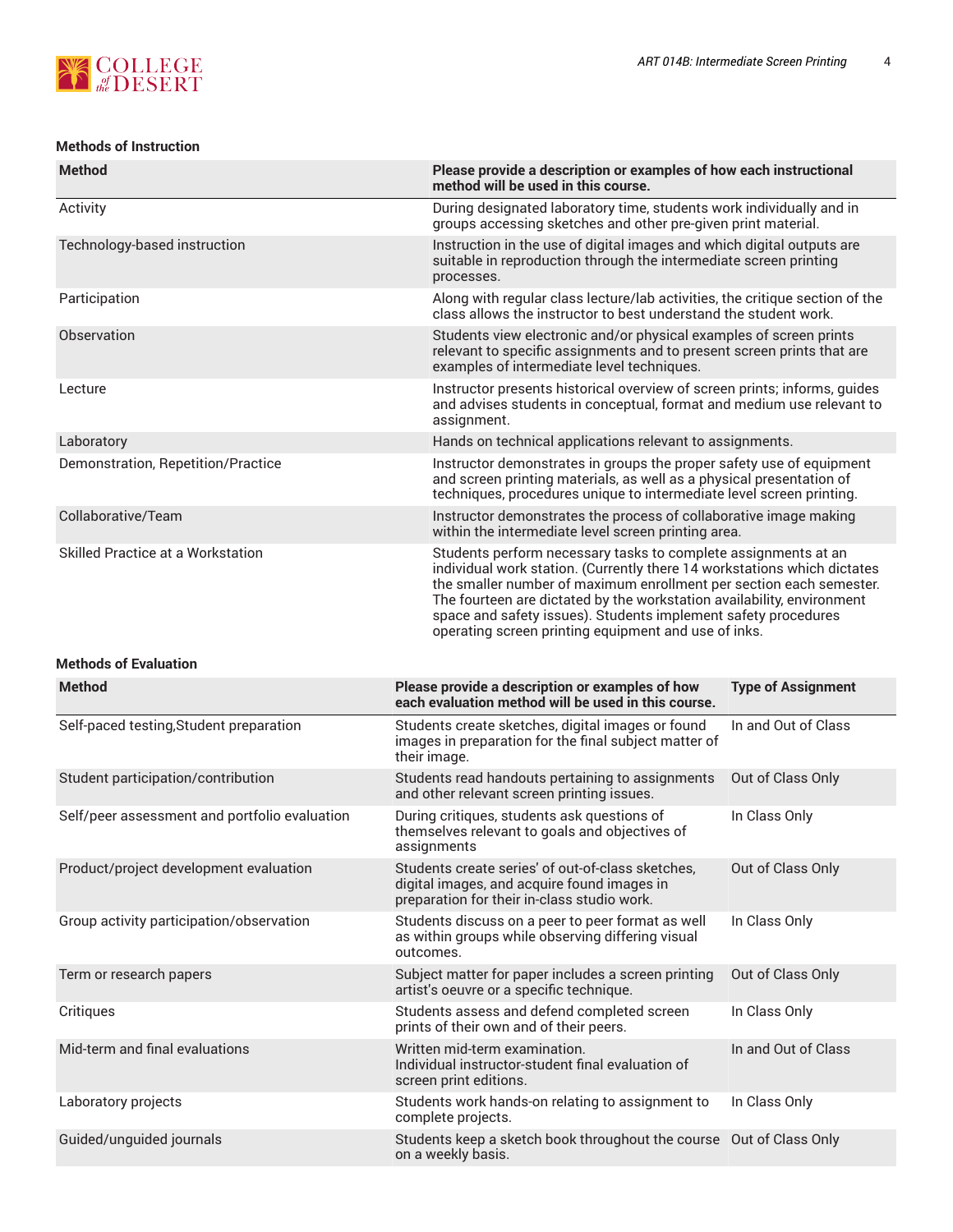### Methods of Instruction

| Method | Please provide a description or examples of how each instructional method will be used in this course. |
|---|---|
| Activity | During designated laboratory time, students work individually and in groups accessing sketches and other pre-given print material. |
| Technology-based instruction | Instruction in the use of digital images and which digital outputs are suitable in reproduction through the intermediate screen printing processes. |
| Participation | Along with regular class lecture/lab activities, the critique section of the class allows the instructor to best understand the student work. |
| Observation | Students view electronic and/or physical examples of screen prints relevant to specific assignments and to present screen prints that are examples of intermediate level techniques. |
| Lecture | Instructor presents historical overview of screen prints; informs, guides and advises students in conceptual, format and medium use relevant to assignment. |
| Laboratory | Hands on technical applications relevant to assignments. |
| Demonstration, Repetition/Practice | Instructor demonstrates in groups the proper safety use of equipment and screen printing materials, as well as a physical presentation of techniques, procedures unique to intermediate level screen printing. |
| Collaborative/Team | Instructor demonstrates the process of collaborative image making within the intermediate level screen printing area. |
| Skilled Practice at a Workstation | Students perform necessary tasks to complete assignments at an individual work station. (Currently there 14 workstations which dictates the smaller number of maximum enrollment per section each semester. The fourteen are dictated by the workstation availability, environment space and safety issues). Students implement safety procedures operating screen printing equipment and use of inks. |

### Methods of Evaluation

| Method | Please provide a description or examples of how each evaluation method will be used in this course. | Type of Assignment |
|---|---|---|
| Self-paced testing,Student preparation | Students create sketches, digital images or found images in preparation for the final subject matter of their image. | In and Out of Class |
| Student participation/contribution | Students read handouts pertaining to assignments and other relevant screen printing issues. | Out of Class Only |
| Self/peer assessment and portfolio evaluation | During critiques, students ask questions of themselves relevant to goals and objectives of assignments | In Class Only |
| Product/project development evaluation | Students create series' of out-of-class sketches, digital images, and acquire found images in preparation for their in-class studio work. | Out of Class Only |
| Group activity participation/observation | Students discuss on a peer to peer format as well as within groups while observing differing visual outcomes. | In Class Only |
| Term or research papers | Subject matter for paper includes a screen printing artist's oeuvre or a specific technique. | Out of Class Only |
| Critiques | Students assess and defend completed screen prints of their own and of their peers. | In Class Only |
| Mid-term and final evaluations | Written mid-term examination.<br>Individual instructor-student final evaluation of screen print editions. | In and Out of Class |
| Laboratory projects | Students work hands-on relating to assignment to complete projects. | In Class Only |
| Guided/unguided journals | Students keep a sketch book throughout the course on a weekly basis. | Out of Class Only |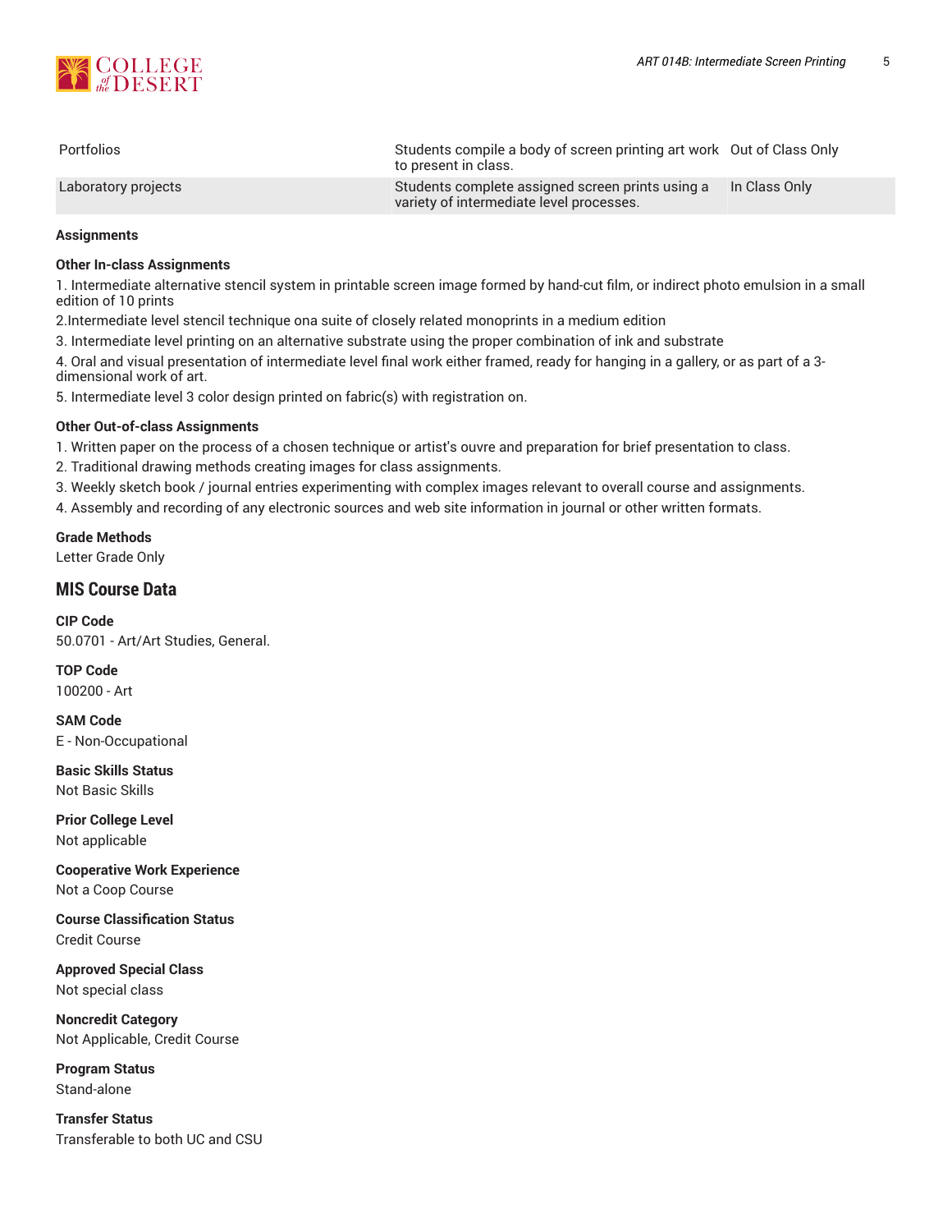| | | |
|---|---|---|
| Portfolios | Students compile a body of screen printing art work to present in class. | Out of Class Only |
| Laboratory projects | Students complete assigned screen prints using a variety of intermediate level processes. | In Class Only |

#### Assignments

**Other In-class Assignments**

1. Intermediate alternative stencil system in printable screen image formed by hand-cut film, or indirect photo emulsion in a small edition of 10 prints
2. Intermediate level stencil technique ona suite of closely related monoprints in a medium edition
3. Intermediate level printing on an alternative substrate using the proper combination of ink and substrate
4. Oral and visual presentation of intermediate level final work either framed, ready for hanging in a gallery, or as part of a 3-dimensional work of art.
5. Intermediate level 3 color design printed on fabric(s) with registration on.

**Other Out-of-class Assignments**

1. Written paper on the process of a chosen technique or artist's ouvre and preparation for brief presentation to class.
2. Traditional drawing methods creating images for class assignments.
3. Weekly sketch book / journal entries experimenting with complex images relevant to overall course and assignments.
4. Assembly and recording of any electronic sources and web site information in journal or other written formats.

**Grade Methods**
Letter Grade Only

## MIS Course Data

**CIP Code**
50.0701 - Art/Art Studies, General.

**TOP Code**
100200 - Art

**SAM Code**
E - Non-Occupational

**Basic Skills Status**
Not Basic Skills

**Prior College Level**
Not applicable

**Cooperative Work Experience**
Not a Coop Course

**Course Classification Status**
Credit Course

**Approved Special Class**
Not special class

**Noncredit Category**
Not Applicable, Credit Course

**Program Status**
Stand-alone

**Transfer Status**
Transferable to both UC and CSU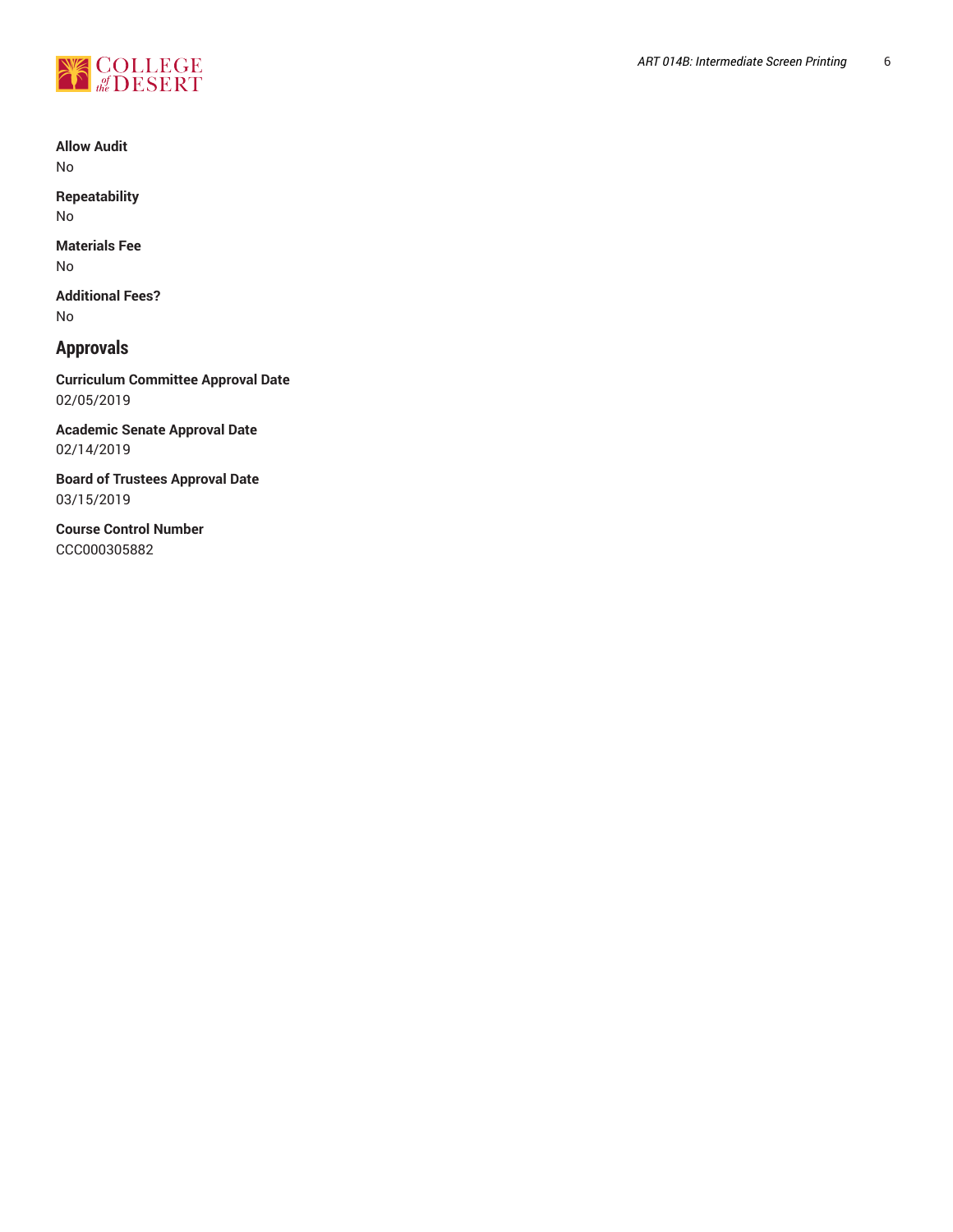**Allow Audit**
No

**Repeatability**
No

**Materials Fee**
No

**Additional Fees?**
No

## Approvals

**Curriculum Committee Approval Date**
02/05/2019

**Academic Senate Approval Date**
02/14/2019

**Board of Trustees Approval Date**
03/15/2019

**Course Control Number**
CCC000305882